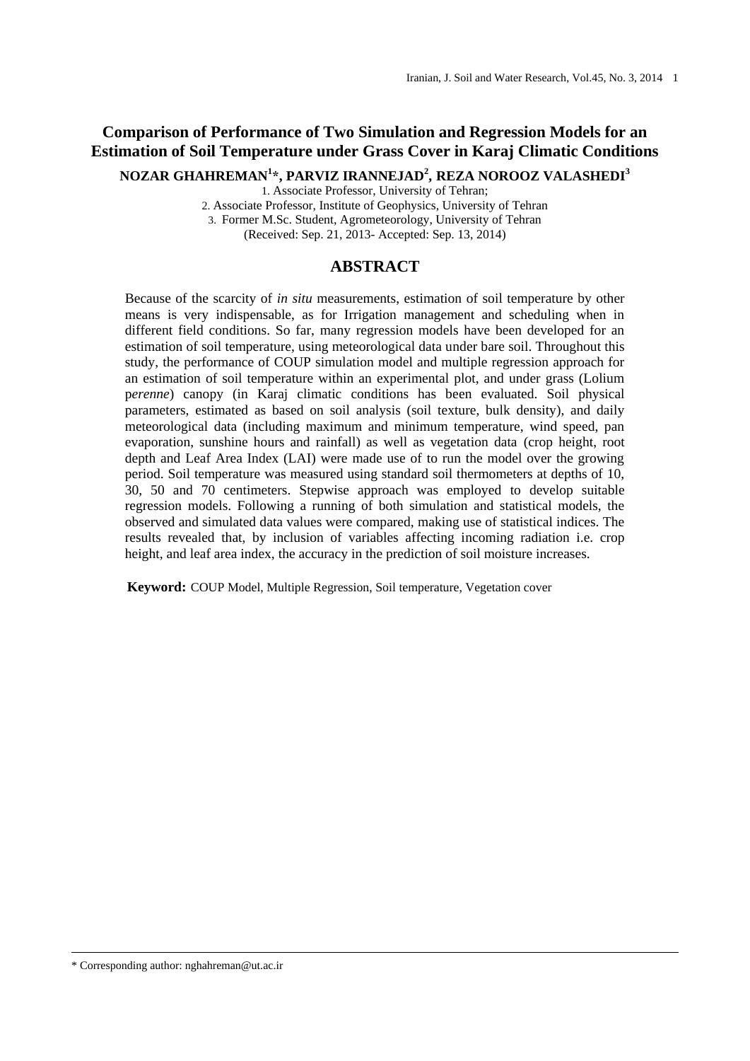# Comparison of Performance of Two Simulation and Regression Models for an Estimation of Soil Temperature under Grass Cover in Karaj Climatic Conditions

**NOZAR GHAHREMAN[1]*, PARVIZ IRANNEJAD[2], REZA NOROOZ VALASHEDI[3]**

1. Associate Professor, University of Tehran;
2. Associate Professor, Institute of Geophysics, University of Tehran
3. Former M.Sc. Student, Agrometeorology, University of Tehran

(Received: Sep. 21, 2013- Accepted: Sep. 13, 2014)

## ABSTRACT

Because of the scarcity of *in situ* measurements, estimation of soil temperature by other means is very indispensable, as for Irrigation management and scheduling when in different field conditions. So far, many regression models have been developed for an estimation of soil temperature, using meteorological data under bare soil. Throughout this study, the performance of COUP simulation model and multiple regression approach for an estimation of soil temperature within an experimental plot, and under grass (Lolium p*erenne*) canopy (in Karaj climatic conditions has been evaluated. Soil physical parameters, estimated as based on soil analysis (soil texture, bulk density), and daily meteorological data (including maximum and minimum temperature, wind speed, pan evaporation, sunshine hours and rainfall) as well as vegetation data (crop height, root depth and Leaf Area Index (LAI) were made use of to run the model over the growing period. Soil temperature was measured using standard soil thermometers at depths of 10, 30, 50 and 70 centimeters. Stepwise approach was employed to develop suitable regression models. Following a running of both simulation and statistical models, the observed and simulated data values were compared, making use of statistical indices. The results revealed that, by inclusion of variables affecting incoming radiation i.e. crop height, and leaf area index, the accuracy in the prediction of soil moisture increases.

**Keyword:** COUP Model, Multiple Regression, Soil temperature, Vegetation cover

---

* Corresponding author: nghahreman@ut.ac.ir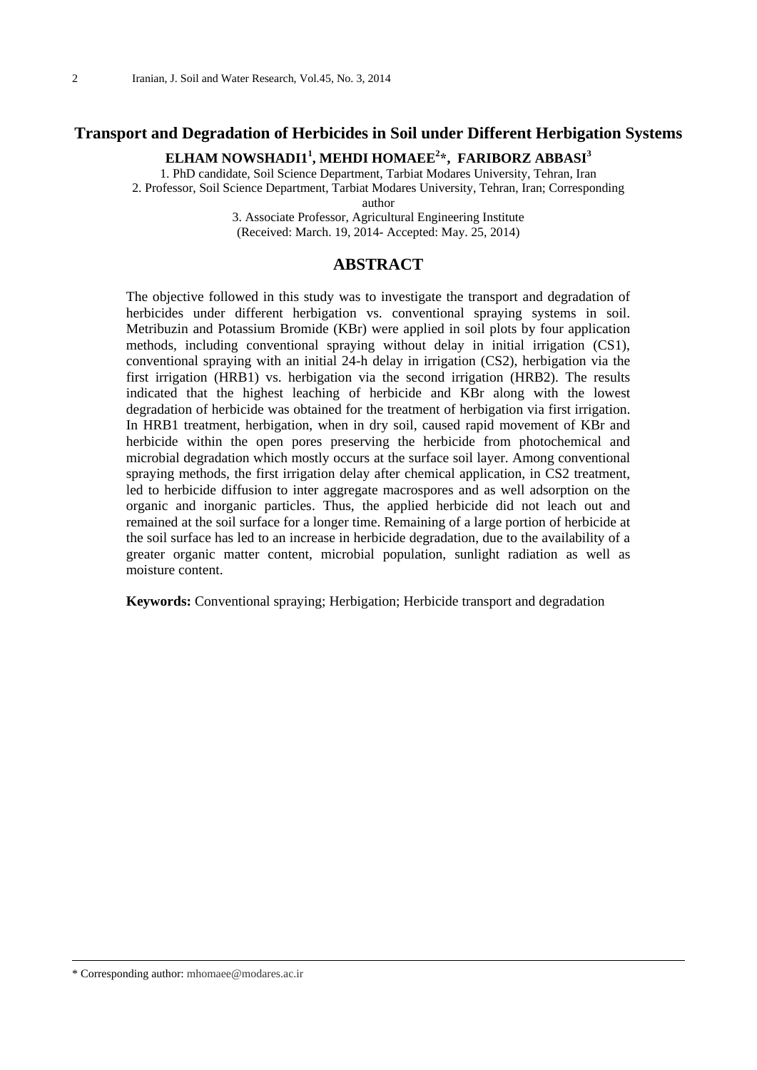# Transport and Degradation of Herbicides in Soil under Different Herbigation Systems

**ELHAM NOWSHADI1[1], MEHDI HOMAEE[2]*, FARIBORZ ABBASI[3]**

1. PhD candidate, Soil Science Department, Tarbiat Modares University, Tehran, Iran
2. Professor, Soil Science Department, Tarbiat Modares University, Tehran, Iran; Corresponding author
3. Associate Professor, Agricultural Engineering Institute

(Received: March. 19, 2014- Accepted: May. 25, 2014)

## ABSTRACT

The objective followed in this study was to investigate the transport and degradation of herbicides under different herbigation vs. conventional spraying systems in soil. Metribuzin and Potassium Bromide (KBr) were applied in soil plots by four application methods, including conventional spraying without delay in initial irrigation (CS1), conventional spraying with an initial 24-h delay in irrigation (CS2), herbigation via the first irrigation (HRB1) vs. herbigation via the second irrigation (HRB2). The results indicated that the highest leaching of herbicide and KBr along with the lowest degradation of herbicide was obtained for the treatment of herbigation via first irrigation. In HRB1 treatment, herbigation, when in dry soil, caused rapid movement of KBr and herbicide within the open pores preserving the herbicide from photochemical and microbial degradation which mostly occurs at the surface soil layer. Among conventional spraying methods, the first irrigation delay after chemical application, in CS2 treatment, led to herbicide diffusion to inter aggregate macrospores and as well adsorption on the organic and inorganic particles. Thus, the applied herbicide did not leach out and remained at the soil surface for a longer time. Remaining of a large portion of herbicide at the soil surface has led to an increase in herbicide degradation, due to the availability of a greater organic matter content, microbial population, sunlight radiation as well as moisture content.

**Keywords:** Conventional spraying; Herbigation; Herbicide transport and degradation

---

* Corresponding author: mhomaee@modares.ac.ir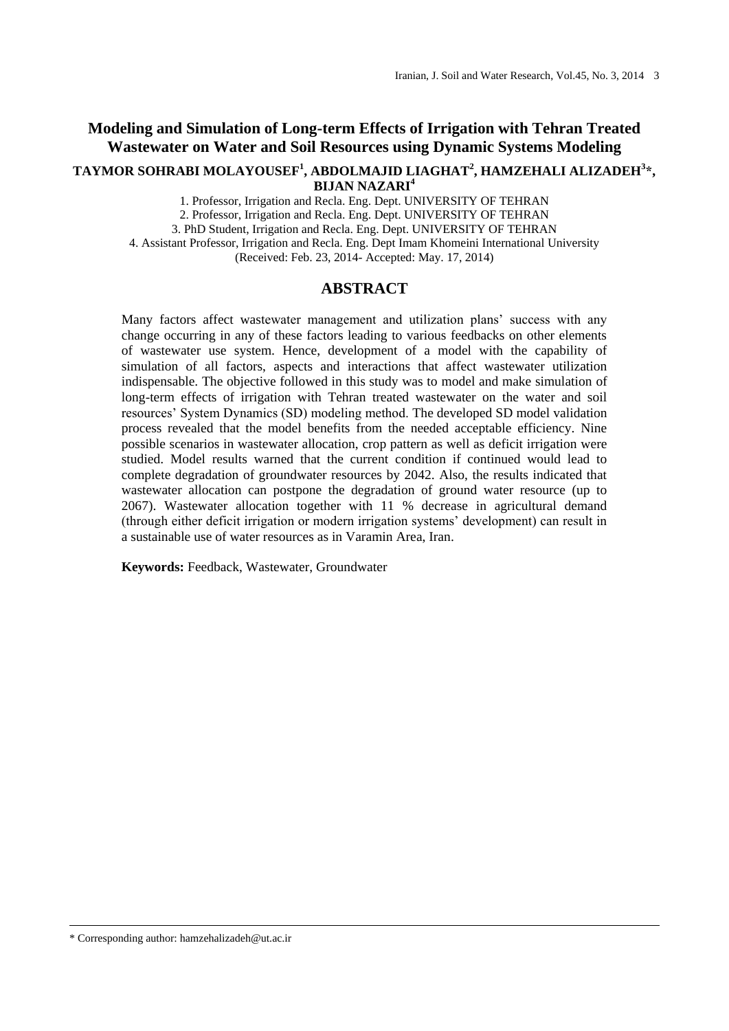# Modeling and Simulation of Long-term Effects of Irrigation with Tehran Treated Wastewater on Water and Soil Resources using Dynamic Systems Modeling

**TAYMOR SOHRABI MOLAYOUSEF[1], ABDOLMAJID LIAGHAT[2], HAMZEHALI ALIZADEH[3]*, BIJAN NAZARI[4]**

1. Professor, Irrigation and Recla. Eng. Dept. UNIVERSITY OF TEHRAN
2. Professor, Irrigation and Recla. Eng. Dept. UNIVERSITY OF TEHRAN
3. PhD Student, Irrigation and Recla. Eng. Dept. UNIVERSITY OF TEHRAN
4. Assistant Professor, Irrigation and Recla. Eng. Dept Imam Khomeini International University

(Received: Feb. 23, 2014- Accepted: May. 17, 2014)

## ABSTRACT

Many factors affect wastewater management and utilization plans' success with any change occurring in any of these factors leading to various feedbacks on other elements of wastewater use system. Hence, development of a model with the capability of simulation of all factors, aspects and interactions that affect wastewater utilization indispensable. The objective followed in this study was to model and make simulation of long-term effects of irrigation with Tehran treated wastewater on the water and soil resources' System Dynamics (SD) modeling method. The developed SD model validation process revealed that the model benefits from the needed acceptable efficiency. Nine possible scenarios in wastewater allocation, crop pattern as well as deficit irrigation were studied. Model results warned that the current condition if continued would lead to complete degradation of groundwater resources by 2042. Also, the results indicated that wastewater allocation can postpone the degradation of ground water resource (up to 2067). Wastewater allocation together with 11 % decrease in agricultural demand (through either deficit irrigation or modern irrigation systems' development) can result in a sustainable use of water resources as in Varamin Area, Iran.

**Keywords:** Feedback, Wastewater, Groundwater

\* Corresponding author: hamzehalizadeh@ut.ac.ir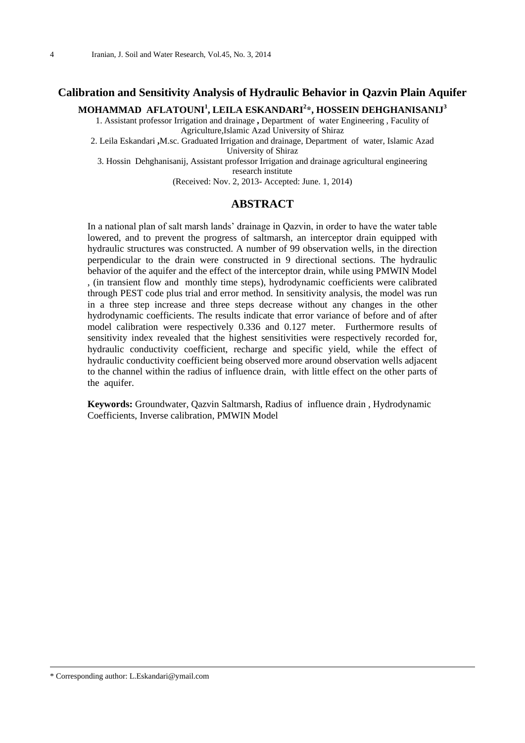# Calibration and Sensitivity Analysis of Hydraulic Behavior in Qazvin Plain Aquifer

**MOHAMMAD AFLATOUNI[1], LEILA ESKANDARI[2]*, HOSSEIN DEHGHANISANIJ[3]**

1. Assistant professor Irrigation and drainage **,** Department of water Engineering , Faculty of Agriculture,Islamic Azad University of Shiraz
2. Leila Eskandari **,**M.sc. Graduated Irrigation and drainage, Department of water, Islamic Azad University of Shiraz
3. Hossin Dehghanisanij, Assistant professor Irrigation and drainage agricultural engineering research institute

(Received: Nov. 2, 2013- Accepted: June. 1, 2014)

## ABSTRACT

In a national plan of salt marsh lands' drainage in Qazvin, in order to have the water table lowered, and to prevent the progress of saltmarsh, an interceptor drain equipped with hydraulic structures was constructed. A number of 99 observation wells, in the direction perpendicular to the drain were constructed in 9 directional sections. The hydraulic behavior of the aquifer and the effect of the interceptor drain, while using PMWIN Model , (in transient flow and monthly time steps), hydrodynamic coefficients were calibrated through PEST code plus trial and error method. In sensitivity analysis, the model was run in a three step increase and three steps decrease without any changes in the other hydrodynamic coefficients. The results indicate that error variance of before and of after model calibration were respectively 0.336 and 0.127 meter. Furthermore results of sensitivity index revealed that the highest sensitivities were respectively recorded for, hydraulic conductivity coefficient, recharge and specific yield, while the effect of hydraulic conductivity coefficient being observed more around observation wells adjacent to the channel within the radius of influence drain, with little effect on the other parts of the aquifer.

**Keywords:** Groundwater, Qazvin Saltmarsh, Radius of influence drain , Hydrodynamic Coefficients, Inverse calibration, PMWIN Model

* Corresponding author: L.Eskandari@ymail.com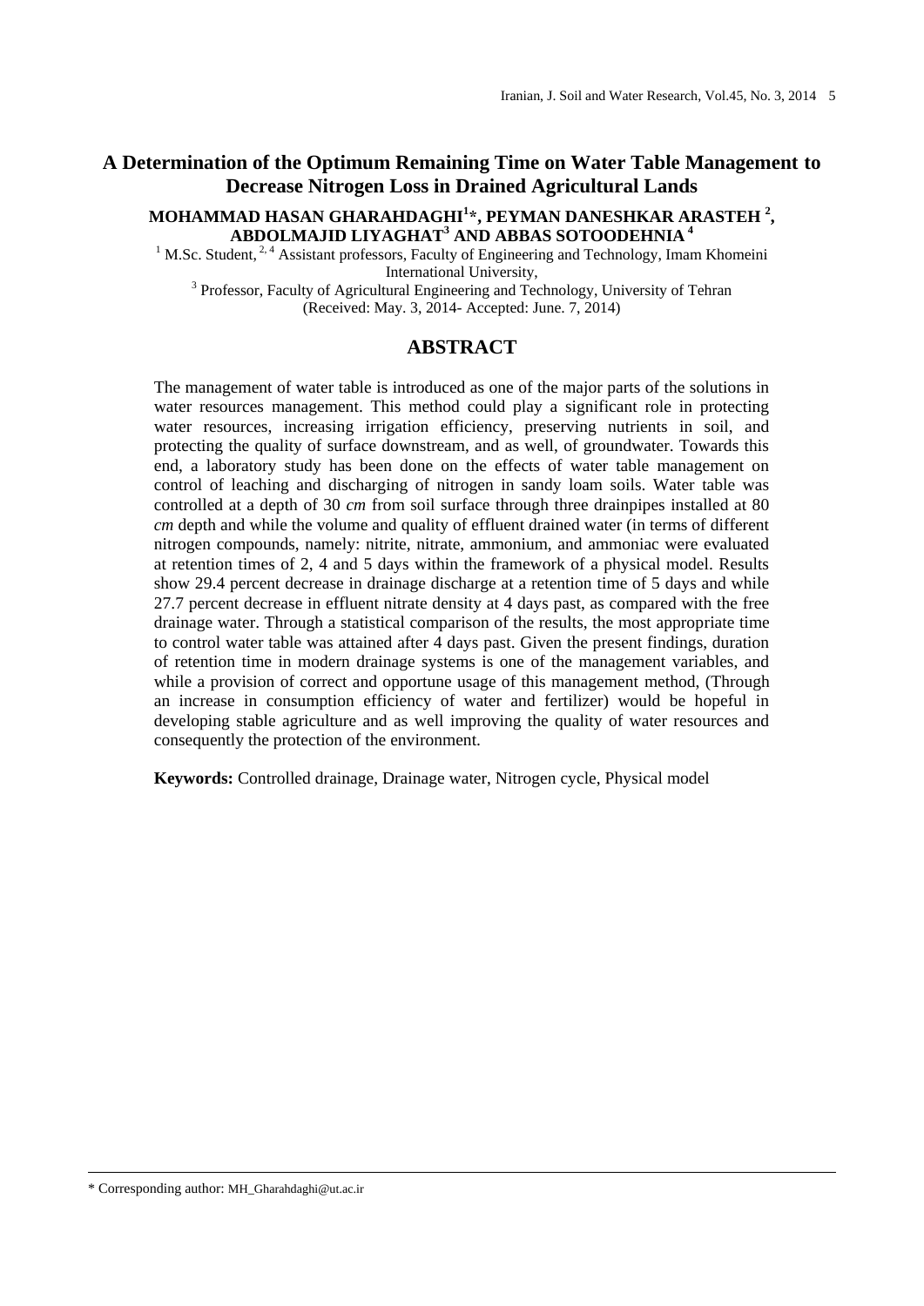# A Determination of the Optimum Remaining Time on Water Table Management to Decrease Nitrogen Loss in Drained Agricultural Lands

**MOHAMMAD HASAN GHARAHDAGHI[1]*, PEYMAN DANESHKAR ARASTEH [2], ABDOLMAJID LIYAGHAT[3] AND ABBAS SOTOODEHNIA [4]**

[1] M.Sc. Student, [2, 4] Assistant professors, Faculty of Engineering and Technology, Imam Khomeini International University,

[3] Professor, Faculty of Agricultural Engineering and Technology, University of Tehran

(Received: May. 3, 2014- Accepted: June. 7, 2014)

## ABSTRACT

The management of water table is introduced as one of the major parts of the solutions in water resources management. This method could play a significant role in protecting water resources, increasing irrigation efficiency, preserving nutrients in soil, and protecting the quality of surface downstream, and as well, of groundwater. Towards this end, a laboratory study has been done on the effects of water table management on control of leaching and discharging of nitrogen in sandy loam soils. Water table was controlled at a depth of 30 *cm* from soil surface through three drainpipes installed at 80 *cm* depth and while the volume and quality of effluent drained water (in terms of different nitrogen compounds, namely: nitrite, nitrate, ammonium, and ammoniac were evaluated at retention times of 2, 4 and 5 days within the framework of a physical model. Results show 29.4 percent decrease in drainage discharge at a retention time of 5 days and while 27.7 percent decrease in effluent nitrate density at 4 days past, as compared with the free drainage water. Through a statistical comparison of the results, the most appropriate time to control water table was attained after 4 days past. Given the present findings, duration of retention time in modern drainage systems is one of the management variables, and while a provision of correct and opportune usage of this management method, (Through an increase in consumption efficiency of water and fertilizer) would be hopeful in developing stable agriculture and as well improving the quality of water resources and consequently the protection of the environment.

**Keywords:** Controlled drainage, Drainage water, Nitrogen cycle, Physical model

* Corresponding author: MH_Gharahdaghi@ut.ac.ir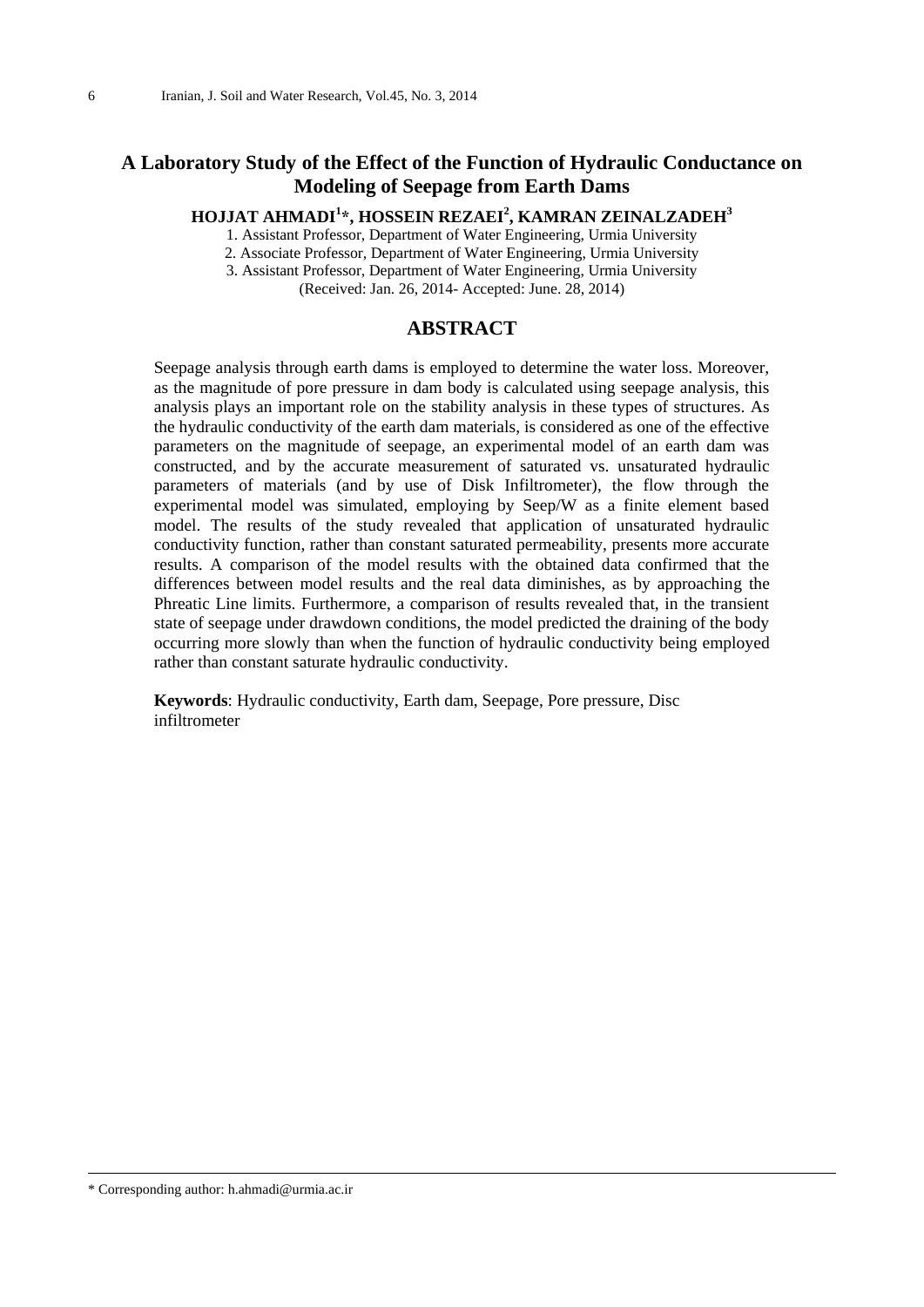# A Laboratory Study of the Effect of the Function of Hydraulic Conductance on Modeling of Seepage from Earth Dams

**HOJJAT AHMADI[1]*, HOSSEIN REZAEI[2], KAMRAN ZEINALZADEH[3]**

1. Assistant Professor, Department of Water Engineering, Urmia University
2. Associate Professor, Department of Water Engineering, Urmia University
3. Assistant Professor, Department of Water Engineering, Urmia University

(Received: Jan. 26, 2014- Accepted: June. 28, 2014)

## ABSTRACT

Seepage analysis through earth dams is employed to determine the water loss. Moreover, as the magnitude of pore pressure in dam body is calculated using seepage analysis, this analysis plays an important role on the stability analysis in these types of structures. As the hydraulic conductivity of the earth dam materials, is considered as one of the effective parameters on the magnitude of seepage, an experimental model of an earth dam was constructed, and by the accurate measurement of saturated vs. unsaturated hydraulic parameters of materials (and by use of Disk Infiltrometer), the flow through the experimental model was simulated, employing by Seep/W as a finite element based model. The results of the study revealed that application of unsaturated hydraulic conductivity function, rather than constant saturated permeability, presents more accurate results. A comparison of the model results with the obtained data confirmed that the differences between model results and the real data diminishes, as by approaching the Phreatic Line limits. Furthermore, a comparison of results revealed that, in the transient state of seepage under drawdown conditions, the model predicted the draining of the body occurring more slowly than when the function of hydraulic conductivity being employed rather than constant saturate hydraulic conductivity.

**Keywords**: Hydraulic conductivity, Earth dam, Seepage, Pore pressure, Disc infiltrometer

---

* Corresponding author: h.ahmadi@urmia.ac.ir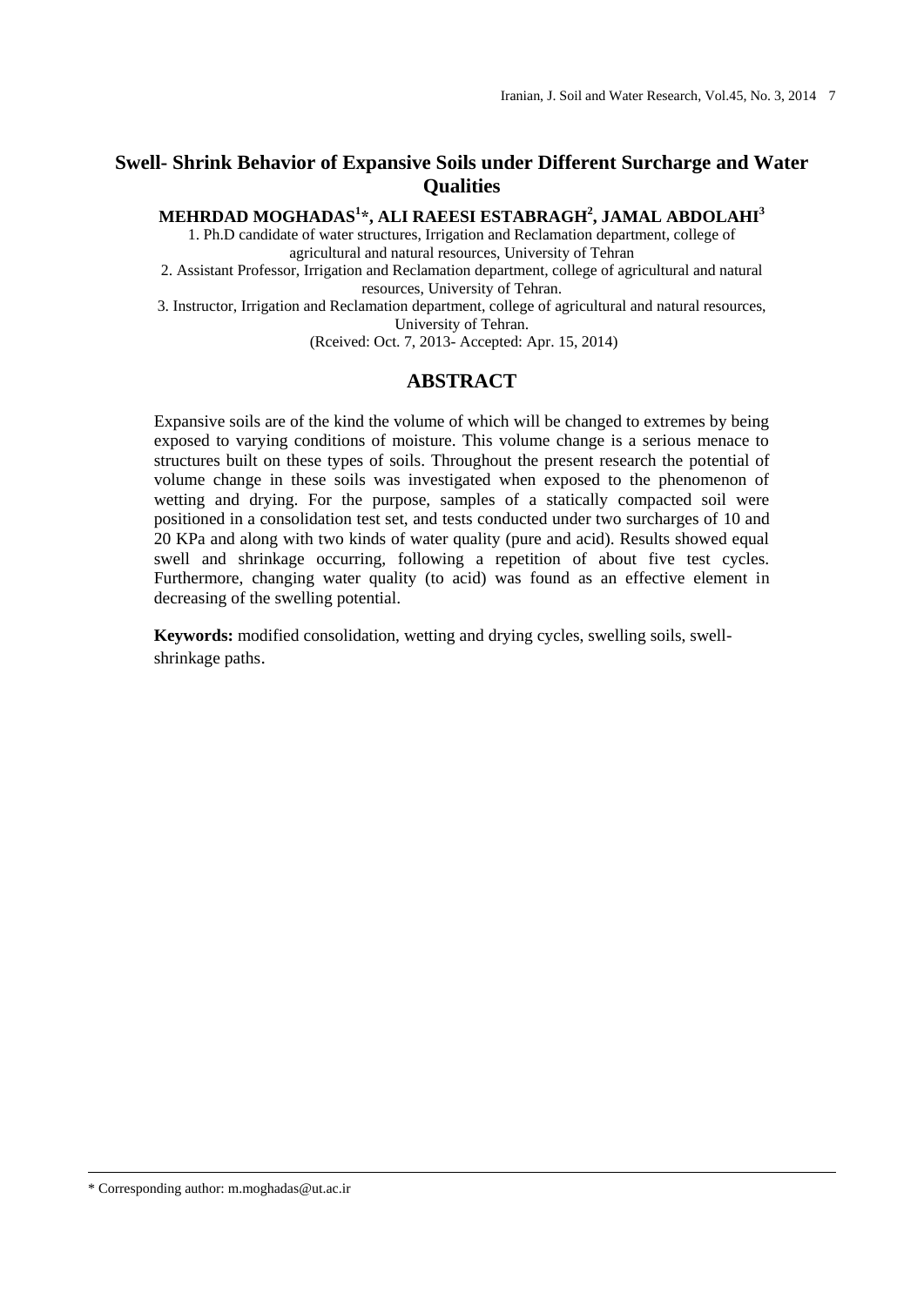# Swell- Shrink Behavior of Expansive Soils under Different Surcharge and Water Qualities

**MEHRDAD MOGHADAS[1]*, ALI RAEESI ESTABRAGH[2], JAMAL ABDOLAHI[3]**

1. Ph.D candidate of water structures, Irrigation and Reclamation department, college of agricultural and natural resources, University of Tehran
2. Assistant Professor, Irrigation and Reclamation department, college of agricultural and natural resources, University of Tehran.
3. Instructor, Irrigation and Reclamation department, college of agricultural and natural resources, University of Tehran.

(Rceived: Oct. 7, 2013- Accepted: Apr. 15, 2014)

## ABSTRACT

Expansive soils are of the kind the volume of which will be changed to extremes by being exposed to varying conditions of moisture. This volume change is a serious menace to structures built on these types of soils. Throughout the present research the potential of volume change in these soils was investigated when exposed to the phenomenon of wetting and drying. For the purpose, samples of a statically compacted soil were positioned in a consolidation test set, and tests conducted under two surcharges of 10 and 20 KPa and along with two kinds of water quality (pure and acid). Results showed equal swell and shrinkage occurring, following a repetition of about five test cycles. Furthermore, changing water quality (to acid) was found as an effective element in decreasing of the swelling potential.

**Keywords:** modified consolidation, wetting and drying cycles, swelling soils, swell-shrinkage paths.

* Corresponding author: m.moghadas@ut.ac.ir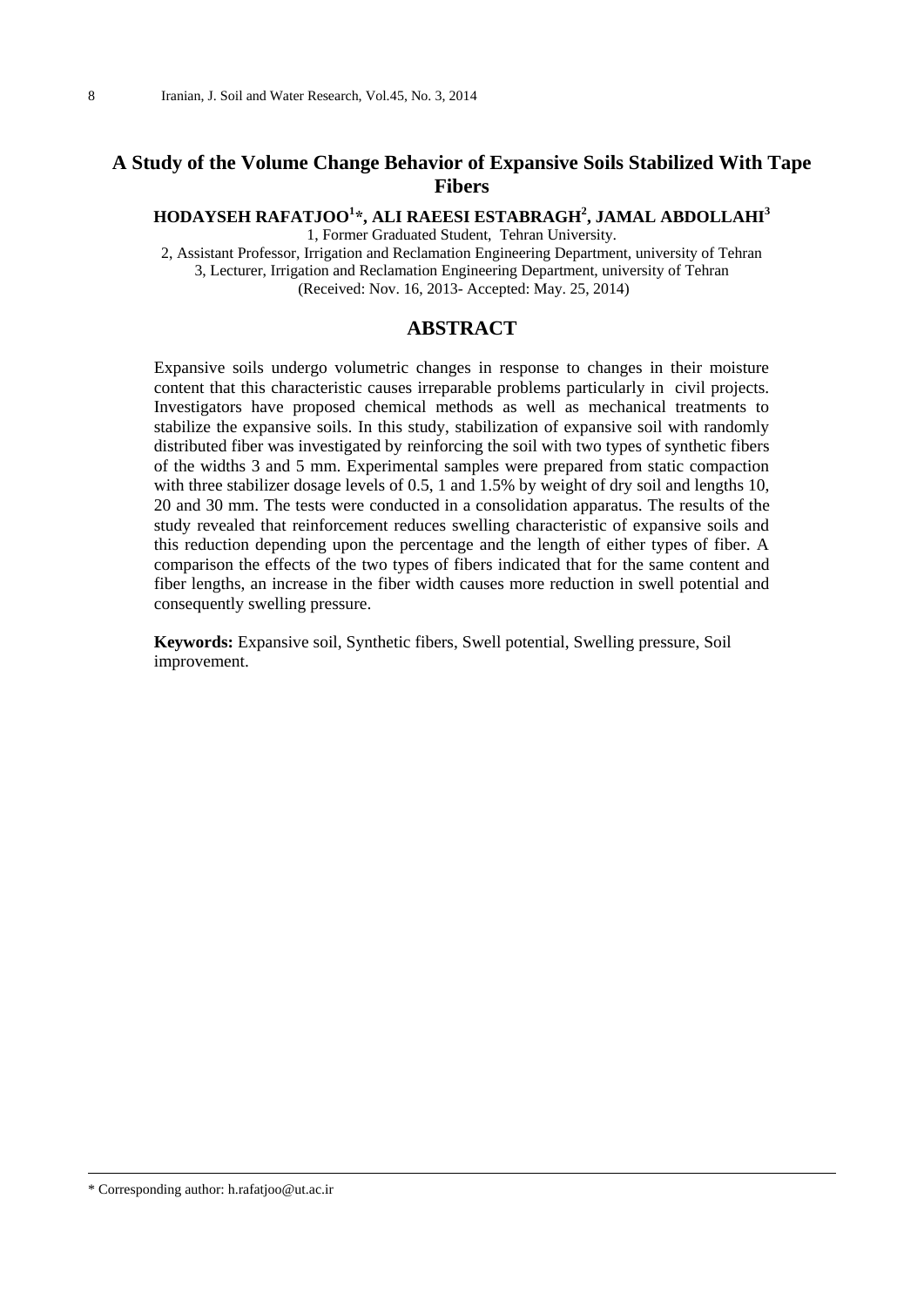# A Study of the Volume Change Behavior of Expansive Soils Stabilized With Tape Fibers

**HODAYSEH RAFATJOO[1]*, ALI RAEESI ESTABRAGH[2], JAMAL ABDOLLAHI[3]**

1, Former Graduated Student, Tehran University.
2, Assistant Professor, Irrigation and Reclamation Engineering Department, university of Tehran
3, Lecturer, Irrigation and Reclamation Engineering Department, university of Tehran
(Received: Nov. 16, 2013- Accepted: May. 25, 2014)

## ABSTRACT

Expansive soils undergo volumetric changes in response to changes in their moisture content that this characteristic causes irreparable problems particularly in civil projects. Investigators have proposed chemical methods as well as mechanical treatments to stabilize the expansive soils. In this study, stabilization of expansive soil with randomly distributed fiber was investigated by reinforcing the soil with two types of synthetic fibers of the widths 3 and 5 mm. Experimental samples were prepared from static compaction with three stabilizer dosage levels of 0.5, 1 and 1.5% by weight of dry soil and lengths 10, 20 and 30 mm. The tests were conducted in a consolidation apparatus. The results of the study revealed that reinforcement reduces swelling characteristic of expansive soils and this reduction depending upon the percentage and the length of either types of fiber. A comparison the effects of the two types of fibers indicated that for the same content and fiber lengths, an increase in the fiber width causes more reduction in swell potential and consequently swelling pressure.

**Keywords:** Expansive soil, Synthetic fibers, Swell potential, Swelling pressure, Soil improvement.

---

* Corresponding author: h.rafatjoo@ut.ac.ir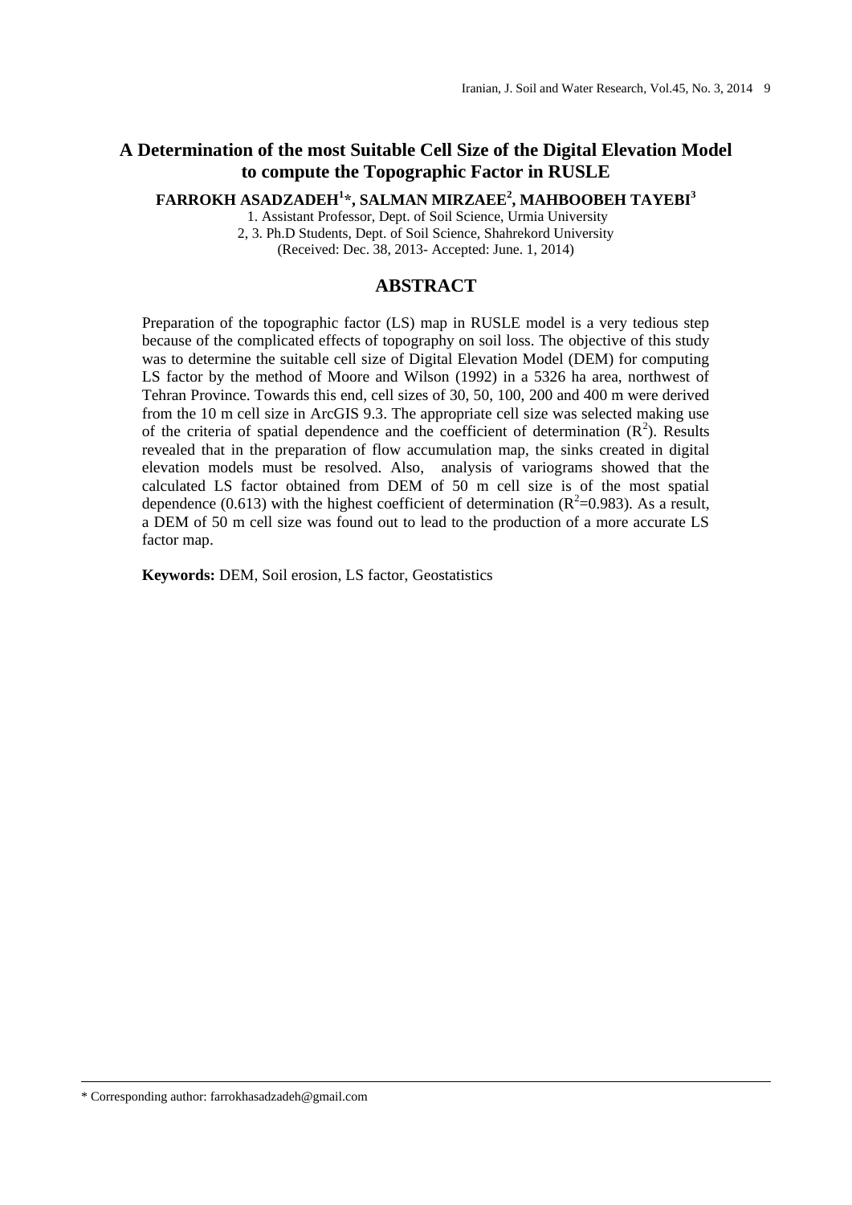# A Determination of the most Suitable Cell Size of the Digital Elevation Model to compute the Topographic Factor in RUSLE

**FARROKH ASADZADEH[1]\*, SALMAN MIRZAEE[2], MAHBOOBEH TAYEBI[3]**

1. Assistant Professor, Dept. of Soil Science, Urmia University
2, 3. Ph.D Students, Dept. of Soil Science, Shahrekord University
(Received: Dec. 38, 2013- Accepted: June. 1, 2014)

## ABSTRACT

Preparation of the topographic factor (LS) map in RUSLE model is a very tedious step because of the complicated effects of topography on soil loss. The objective of this study was to determine the suitable cell size of Digital Elevation Model (DEM) for computing LS factor by the method of Moore and Wilson (1992) in a 5326 ha area, northwest of Tehran Province. Towards this end, cell sizes of 30, 50, 100, 200 and 400 m were derived from the 10 m cell size in ArcGIS 9.3. The appropriate cell size was selected making use of the criteria of spatial dependence and the coefficient of determination ($R^2$). Results revealed that in the preparation of flow accumulation map, the sinks created in digital elevation models must be resolved. Also, analysis of variograms showed that the calculated LS factor obtained from DEM of 50 m cell size is of the most spatial dependence (0.613) with the highest coefficient of determination ($R^2$=0.983). As a result, a DEM of 50 m cell size was found out to lead to the production of a more accurate LS factor map.

**Keywords:** DEM, Soil erosion, LS factor, Geostatistics

\* Corresponding author: farrokhasadzadeh@gmail.com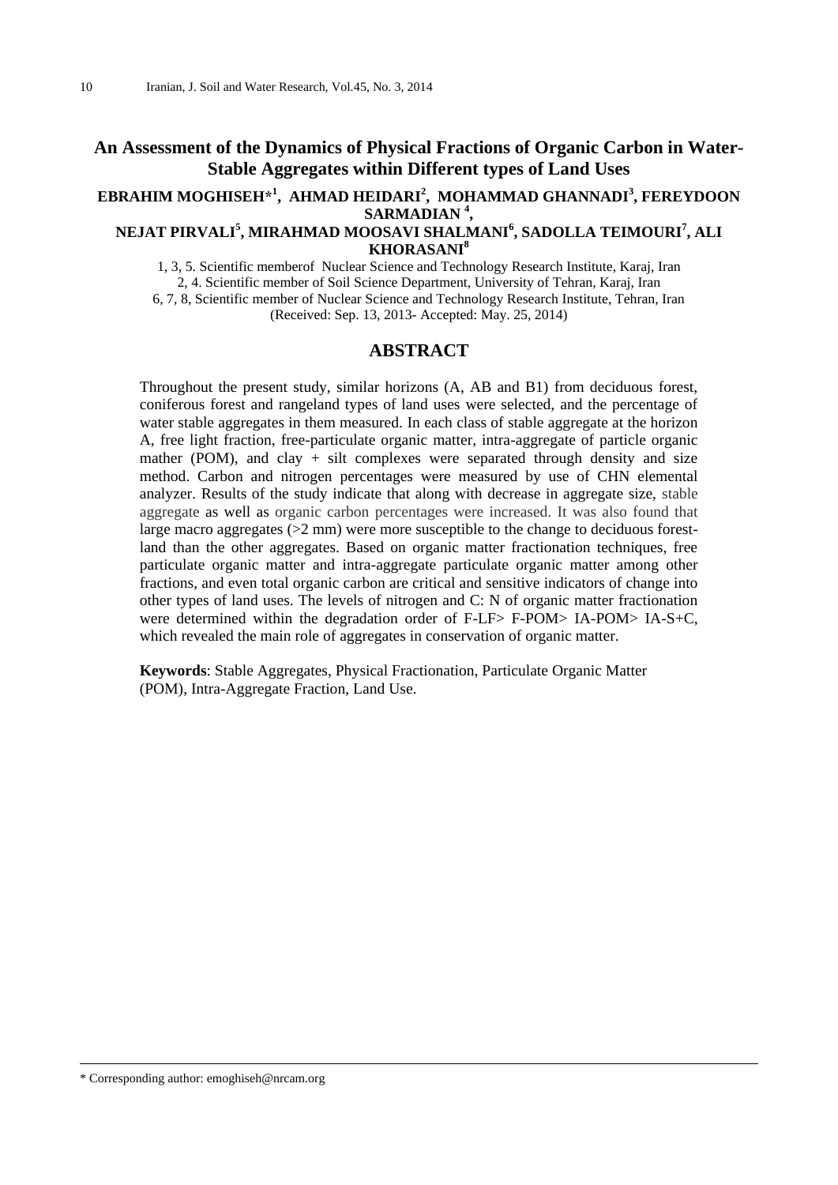# An Assessment of the Dynamics of Physical Fractions of Organic Carbon in Water-Stable Aggregates within Different types of Land Uses

**EBRAHIM MOGHISEH*[1], AHMAD HEIDARI[2], MOHAMMAD GHANNADI[3], FEREYDOON SARMADIAN [4], NEJAT PIRVALI[5], MIRAHMAD MOOSAVI SHALMANI[6], SADOLLA TEIMOURI[7], ALI KHORASANI[8]**

1, 3, 5. Scientific memberof Nuclear Science and Technology Research Institute, Karaj, Iran
2, 4. Scientific member of Soil Science Department, University of Tehran, Karaj, Iran
6, 7, 8, Scientific member of Nuclear Science and Technology Research Institute, Tehran, Iran
(Received: Sep. 13, 2013- Accepted: May. 25, 2014)

## ABSTRACT

Throughout the present study, similar horizons (A, AB and B1) from deciduous forest, coniferous forest and rangeland types of land uses were selected, and the percentage of water stable aggregates in them measured. In each class of stable aggregate at the horizon A, free light fraction, free-particulate organic matter, intra-aggregate of particle organic mather (POM), and clay + silt complexes were separated through density and size method. Carbon and nitrogen percentages were measured by use of CHN elemental analyzer. Results of the study indicate that along with decrease in aggregate size, stable aggregate as well as organic carbon percentages were increased. It was also found that large macro aggregates (>2 mm) were more susceptible to the change to deciduous forest-land than the other aggregates. Based on organic matter fractionation techniques, free particulate organic matter and intra-aggregate particulate organic matter among other fractions, and even total organic carbon are critical and sensitive indicators of change into other types of land uses. The levels of nitrogen and C: N of organic matter fractionation were determined within the degradation order of F-LF> F-POM> IA-POM> IA-S+C, which revealed the main role of aggregates in conservation of organic matter.

**Keywords**: Stable Aggregates, Physical Fractionation, Particulate Organic Matter (POM), Intra-Aggregate Fraction, Land Use.

* Corresponding author: emoghiseh@nrcam.org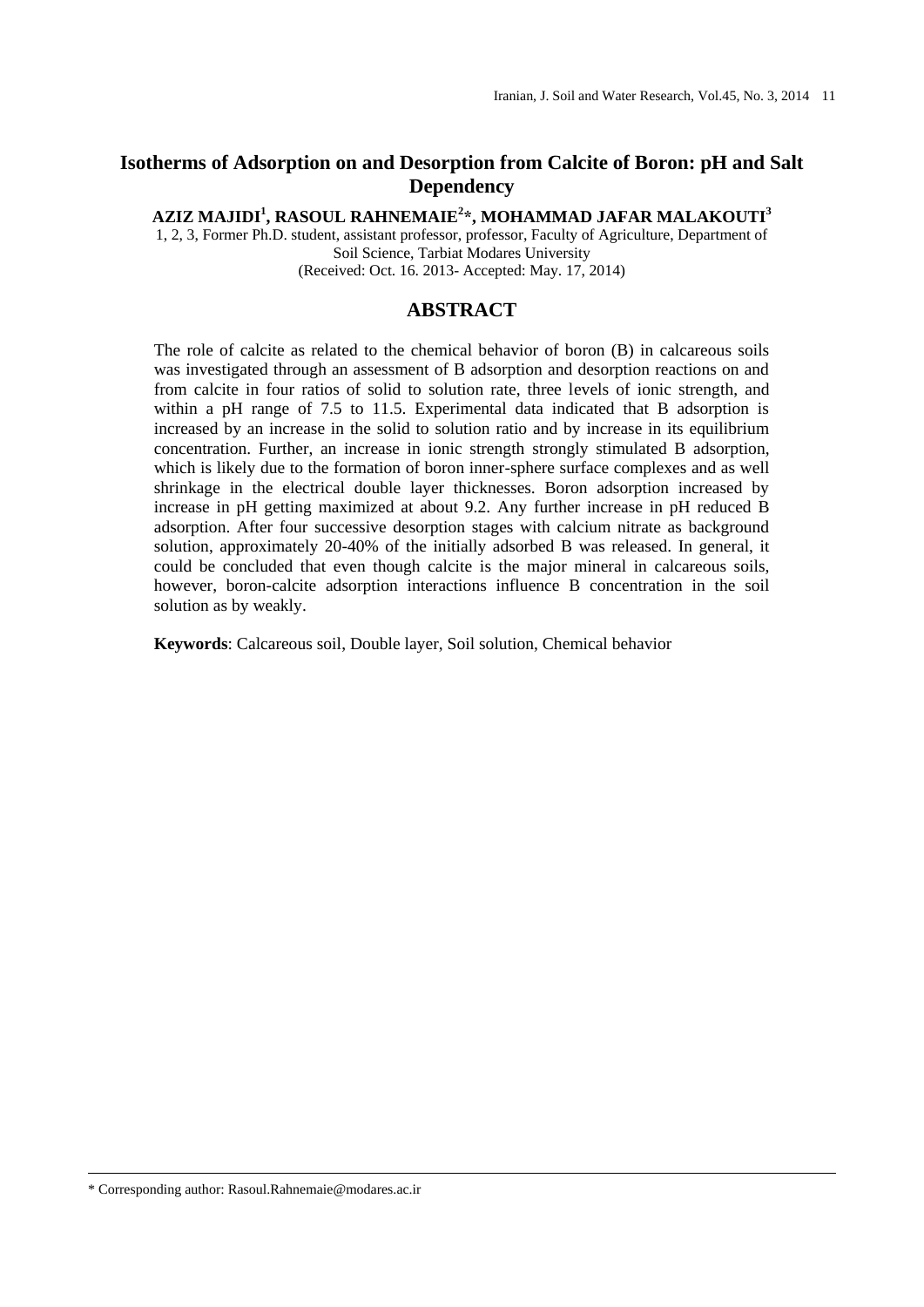# Isotherms of Adsorption on and Desorption from Calcite of Boron: pH and Salt Dependency

**AZIZ MAJIDI[1], RASOUL RAHNEMAIE[2]*, MOHAMMAD JAFAR MALAKOUTI[3]**

1, 2, 3, Former Ph.D. student, assistant professor, professor, Faculty of Agriculture, Department of Soil Science, Tarbiat Modares University

(Received: Oct. 16. 2013- Accepted: May. 17, 2014)

## ABSTRACT

The role of calcite as related to the chemical behavior of boron (B) in calcareous soils was investigated through an assessment of B adsorption and desorption reactions on and from calcite in four ratios of solid to solution rate, three levels of ionic strength, and within a pH range of 7.5 to 11.5. Experimental data indicated that B adsorption is increased by an increase in the solid to solution ratio and by increase in its equilibrium concentration. Further, an increase in ionic strength strongly stimulated B adsorption, which is likely due to the formation of boron inner-sphere surface complexes and as well shrinkage in the electrical double layer thicknesses. Boron adsorption increased by increase in pH getting maximized at about 9.2. Any further increase in pH reduced B adsorption. After four successive desorption stages with calcium nitrate as background solution, approximately 20-40% of the initially adsorbed B was released. In general, it could be concluded that even though calcite is the major mineral in calcareous soils, however, boron-calcite adsorption interactions influence B concentration in the soil solution as by weakly.

**Keywords**: Calcareous soil, Double layer, Soil solution, Chemical behavior

* Corresponding author: Rasoul.Rahnemaie@modares.ac.ir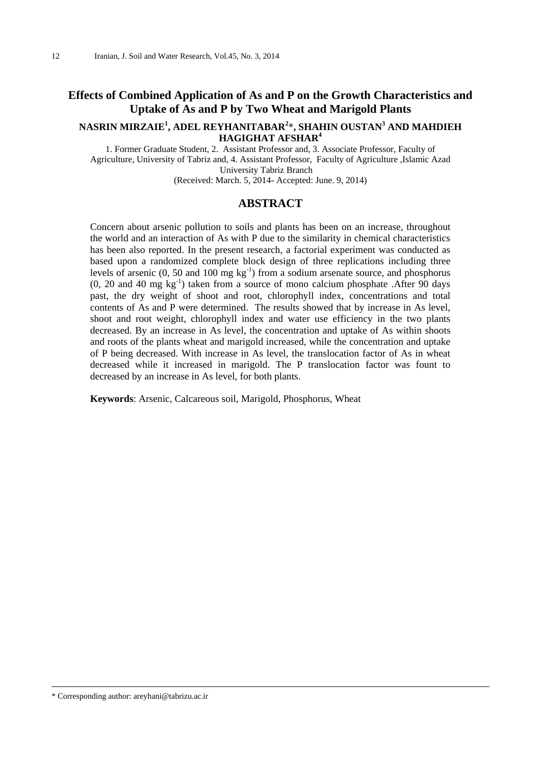# Effects of Combined Application of As and P on the Growth Characteristics and Uptake of As and P by Two Wheat and Marigold Plants

**NASRIN MIRZAIE[1], ADEL REYHANITABAR[2]*, SHAHIN OUSTAN[3] AND MAHDIEH HAGIGHAT AFSHAR[4]**

1. Former Graduate Student, 2. Assistant Professor and, 3. Associate Professor, Faculty of Agriculture, University of Tabriz and, 4. Assistant Professor, Faculty of Agriculture ,Islamic Azad University Tabriz Branch

(Received: March. 5, 2014- Accepted: June. 9, 2014)

## ABSTRACT

Concern about arsenic pollution to soils and plants has been on an increase, throughout the world and an interaction of As with P due to the similarity in chemical characteristics has been also reported. In the present research, a factorial experiment was conducted as based upon a randomized complete block design of three replications including three levels of arsenic (0, 50 and 100 mg $kg^{-1}$) from a sodium arsenate source, and phosphorus (0, 20 and 40 mg $kg^{-1}$) taken from a source of mono calcium phosphate .After 90 days past, the dry weight of shoot and root, chlorophyll index, concentrations and total contents of As and P were determined. The results showed that by increase in As level, shoot and root weight, chlorophyll index and water use efficiency in the two plants decreased. By an increase in As level, the concentration and uptake of As within shoots and roots of the plants wheat and marigold increased, while the concentration and uptake of P being decreased. With increase in As level, the translocation factor of As in wheat decreased while it increased in marigold. The P translocation factor was fount to decreased by an increase in As level, for both plants.

**Keywords**: Arsenic, Calcareous soil, Marigold, Phosphorus, Wheat

* Corresponding author: areyhani@tabrizu.ac.ir